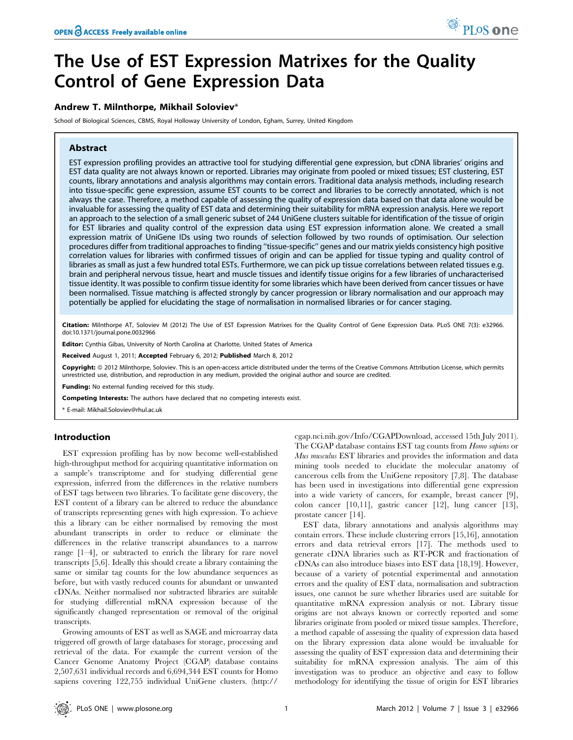# The Use of EST Expression Matrixes for the Quality Control of Gene Expression Data

**Andrew T. Milnthorpe, Mikhail Soloviev***

School of Biological Sciences, CBMS, Royal Holloway University of London, Egham, Surrey, United Kingdom

## Abstract

EST expression profiling provides an attractive tool for studying differential gene expression, but cDNA libraries' origins and EST data quality are not always known or reported. Libraries may originate from pooled or mixed tissues; EST clustering, EST counts, library annotations and analysis algorithms may contain errors. Traditional data analysis methods, including research into tissue-specific gene expression, assume EST counts to be correct and libraries to be correctly annotated, which is not always the case. Therefore, a method capable of assessing the quality of expression data based on that data alone would be invaluable for assessing the quality of EST data and determining their suitability for mRNA expression analysis. Here we report an approach to the selection of a small generic subset of 244 UniGene clusters suitable for identification of the tissue of origin for EST libraries and quality control of the expression data using EST expression information alone. We created a small expression matrix of UniGene IDs using two rounds of selection followed by two rounds of optimisation. Our selection procedures differ from traditional approaches to finding "tissue-specific" genes and our matrix yields consistency high positive correlation values for libraries with confirmed tissues of origin and can be applied for tissue typing and quality control of libraries as small as just a few hundred total ESTs. Furthermore, we can pick up tissue correlations between related tissues e.g. brain and peripheral nervous tissue, heart and muscle tissues and identify tissue origins for a few libraries of uncharacterised tissue identity. It was possible to confirm tissue identity for some libraries which have been derived from cancer tissues or have been normalised. Tissue matching is affected strongly by cancer progression or library normalisation and our approach may potentially be applied for elucidating the stage of normalisation in normalised libraries or for cancer staging.

**Citation:** Milnthorpe AT, Soloviev M (2012) The Use of EST Expression Matrixes for the Quality Control of Gene Expression Data. PLoS ONE 7(3): e32966. doi:10.1371/journal.pone.0032966

**Editor:** Cynthia Gibas, University of North Carolina at Charlotte, United States of America

**Received** August 1, 2011; **Accepted** February 6, 2012; **Published** March 8, 2012

**Copyright:** © 2012 Milnthorpe, Soloviev. This is an open-access article distributed under the terms of the Creative Commons Attribution License, which permits unrestricted use, distribution, and reproduction in any medium, provided the original author and source are credited.

**Funding:** No external funding received for this study.

**Competing Interests:** The authors have declared that no competing interests exist.

\* E-mail: Mikhail.Soloviev@rhul.ac.uk

## Introduction

EST expression profiling has by now become well-established high-throughput method for acquiring quantitative information on a sample's transcriptome and for studying differential gene expression, inferred from the differences in the relative numbers of EST tags between two libraries. To facilitate gene discovery, the EST content of a library can be altered to reduce the abundance of transcripts representing genes with high expression. To achieve this a library can be either normalised by removing the most abundant transcripts in order to reduce or eliminate the differences in the relative transcript abundances to a narrow range [1–4], or subtracted to enrich the library for rare novel transcripts [5,6]. Ideally this should create a library containing the same or similar tag counts for the low abundance sequences as before, but with vastly reduced counts for abundant or unwanted cDNAs. Neither normalised nor subtracted libraries are suitable for studying differential mRNA expression because of the significantly changed representation or removal of the original transcripts.

Growing amounts of EST as well as SAGE and microarray data triggered off growth of large databases for storage, processing and retrieval of the data. For example the current version of the Cancer Genome Anatomy Project (CGAP) database contains 2,507,631 individual records and 6,694,344 EST counts for Homo sapiens covering 122,755 individual UniGene clusters. (http://cgap.nci.nih.gov/Info/CGAPDownload, accessed 15th July 2011). The CGAP database contains EST tag counts from *Homo sapiens* or *Mus musculus* EST libraries and provides the information and data mining tools needed to elucidate the molecular anatomy of cancerous cells from the UniGene repository [7,8]. The database has been used in investigations into differential gene expression into a wide variety of cancers, for example, breast cancer [9], colon cancer [10,11], gastric cancer [12], lung cancer [13], prostate cancer [14].

EST data, library annotations and analysis algorithms may contain errors. These include clustering errors [15,16], annotation errors and data retrieval errors [17]. The methods used to generate cDNA libraries such as RT-PCR and fractionation of cDNAs can also introduce biases into EST data [18,19]. However, because of a variety of potential experimental and annotation errors and the quality of EST data, normalisation and subtraction issues, one cannot be sure whether libraries used are suitable for quantitative mRNA expression analysis or not. Library tissue origins are not always known or correctly reported and some libraries originate from pooled or mixed tissue samples. Therefore, a method capable of assessing the quality of expression data based on the library expression data alone would be invaluable for assessing the quality of EST data and determining their suitability for mRNA expression analysis. The aim of this investigation was to produce an objective and easy to follow methodology for identifying the tissue of origin for EST libraries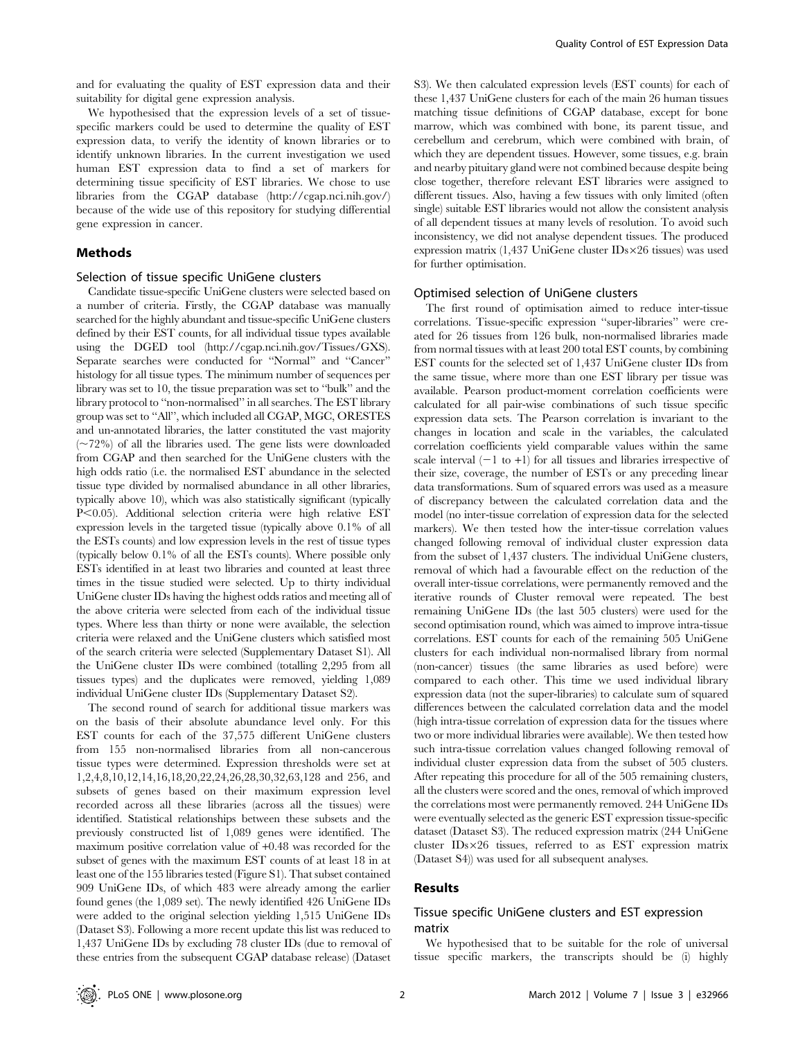and for evaluating the quality of EST expression data and their suitability for digital gene expression analysis.

We hypothesised that the expression levels of a set of tissue-specific markers could be used to determine the quality of EST expression data, to verify the identity of known libraries or to identify unknown libraries. In the current investigation we used human EST expression data to find a set of markers for determining tissue specificity of EST libraries. We chose to use libraries from the CGAP database (http://cgap.nci.nih.gov/) because of the wide use of this repository for studying differential gene expression in cancer.

## Methods

### Selection of tissue specific UniGene clusters

Candidate tissue-specific UniGene clusters were selected based on a number of criteria. Firstly, the CGAP database was manually searched for the highly abundant and tissue-specific UniGene clusters defined by their EST counts, for all individual tissue types available using the DGED tool (http://cgap.nci.nih.gov/Tissues/GXS). Separate searches were conducted for "Normal" and "Cancer" histology for all tissue types. The minimum number of sequences per library was set to 10, the tissue preparation was set to "bulk" and the library protocol to "non-normalised" in all searches. The EST library group was set to "All", which included all CGAP, MGC, ORESTES and un-annotated libraries, the latter constituted the vast majority (~72%) of all the libraries used. The gene lists were downloaded from CGAP and then searched for the UniGene clusters with the high odds ratio (i.e. the normalised EST abundance in the selected tissue type divided by normalised abundance in all other libraries, typically above 10), which was also statistically significant (typically $P<0.05$). Additional selection criteria were high relative EST expression levels in the targeted tissue (typically above 0.1% of all the ESTs counts) and low expression levels in the rest of tissue types (typically below 0.1% of all the ESTs counts). Where possible only ESTs identified in at least two libraries and counted at least three times in the tissue studied were selected. Up to thirty individual UniGene cluster IDs having the highest odds ratios and meeting all of the above criteria were selected from each of the individual tissue types. Where less than thirty or none were available, the selection criteria were relaxed and the UniGene clusters which satisfied most of the search criteria were selected (Supplementary Dataset S1). All the UniGene cluster IDs were combined (totalling 2,295 from all tissues types) and the duplicates were removed, yielding 1,089 individual UniGene cluster IDs (Supplementary Dataset S2).

The second round of search for additional tissue markers was on the basis of their absolute abundance level only. For this EST counts for each of the 37,575 different UniGene clusters from 155 non-normalised libraries from all non-cancerous tissue types were determined. Expression thresholds were set at 1,2,4,8,10,12,14,16,18,20,22,24,26,28,30,32,63,128 and 256, and subsets of genes based on their maximum expression level recorded across all these libraries (across all the tissues) were identified. Statistical relationships between these subsets and the previously constructed list of 1,089 genes were identified. The maximum positive correlation value of +0.48 was recorded for the subset of genes with the maximum EST counts of at least 18 in at least one of the 155 libraries tested (Figure S1). That subset contained 909 UniGene IDs, of which 483 were already among the earlier found genes (the 1,089 set). The newly identified 426 UniGene IDs were added to the original selection yielding 1,515 UniGene IDs (Dataset S3). Following a more recent update this list was reduced to 1,437 UniGene IDs by excluding 78 cluster IDs (due to removal of these entries from the subsequent CGAP database release) (Dataset S3). We then calculated expression levels (EST counts) for each of these 1,437 UniGene clusters for each of the main 26 human tissues matching tissue definitions of CGAP database, except for bone marrow, which was combined with bone, its parent tissue, and cerebellum and cerebrum, which were combined with brain, of which they are dependent tissues. However, some tissues, e.g. brain and nearby pituitary gland were not combined because despite being close together, therefore relevant EST libraries were assigned to different tissues. Also, having a few tissues with only limited (often single) suitable EST libraries would not allow the consistent analysis of all dependent tissues at many levels of resolution. To avoid such inconsistency, we did not analyse dependent tissues. The produced expression matrix (1,437 UniGene cluster IDs×26 tissues) was used for further optimisation.

### Optimised selection of UniGene clusters

The first round of optimisation aimed to reduce inter-tissue correlations. Tissue-specific expression "super-libraries" were created for 26 tissues from 126 bulk, non-normalised libraries made from normal tissues with at least 200 total EST counts, by combining EST counts for the selected set of 1,437 UniGene cluster IDs from the same tissue, where more than one EST library per tissue was available. Pearson product-moment correlation coefficients were calculated for all pair-wise combinations of such tissue specific expression data sets. The Pearson correlation is invariant to the changes in location and scale in the variables, the calculated correlation coefficients yield comparable values within the same scale interval (−1 to +1) for all tissues and libraries irrespective of their size, coverage, the number of ESTs or any preceding linear data transformations. Sum of squared errors was used as a measure of discrepancy between the calculated correlation data and the model (no inter-tissue correlation of expression data for the selected markers). We then tested how the inter-tissue correlation values changed following removal of individual cluster expression data from the subset of 1,437 clusters. The individual UniGene clusters, removal of which had a favourable effect on the reduction of the overall inter-tissue correlations, were permanently removed and the iterative rounds of Cluster removal were repeated. The best remaining UniGene IDs (the last 505 clusters) were used for the second optimisation round, which was aimed to improve intra-tissue correlations. EST counts for each of the remaining 505 UniGene clusters for each individual non-normalised library from normal (non-cancer) tissues (the same libraries as used before) were compared to each other. This time we used individual library expression data (not the super-libraries) to calculate sum of squared differences between the calculated correlation data and the model (high intra-tissue correlation of expression data for the tissues where two or more individual libraries were available). We then tested how such intra-tissue correlation values changed following removal of individual cluster expression data from the subset of 505 clusters. After repeating this procedure for all of the 505 remaining clusters, all the clusters were scored and the ones, removal of which improved the correlations most were permanently removed. 244 UniGene IDs were eventually selected as the generic EST expression tissue-specific dataset (Dataset S3). The reduced expression matrix (244 UniGene cluster IDs×26 tissues, referred to as EST expression matrix (Dataset S4)) was used for all subsequent analyses.

## Results

### Tissue specific UniGene clusters and EST expression matrix

We hypothesised that to be suitable for the role of universal tissue specific markers, the transcripts should be (i) highly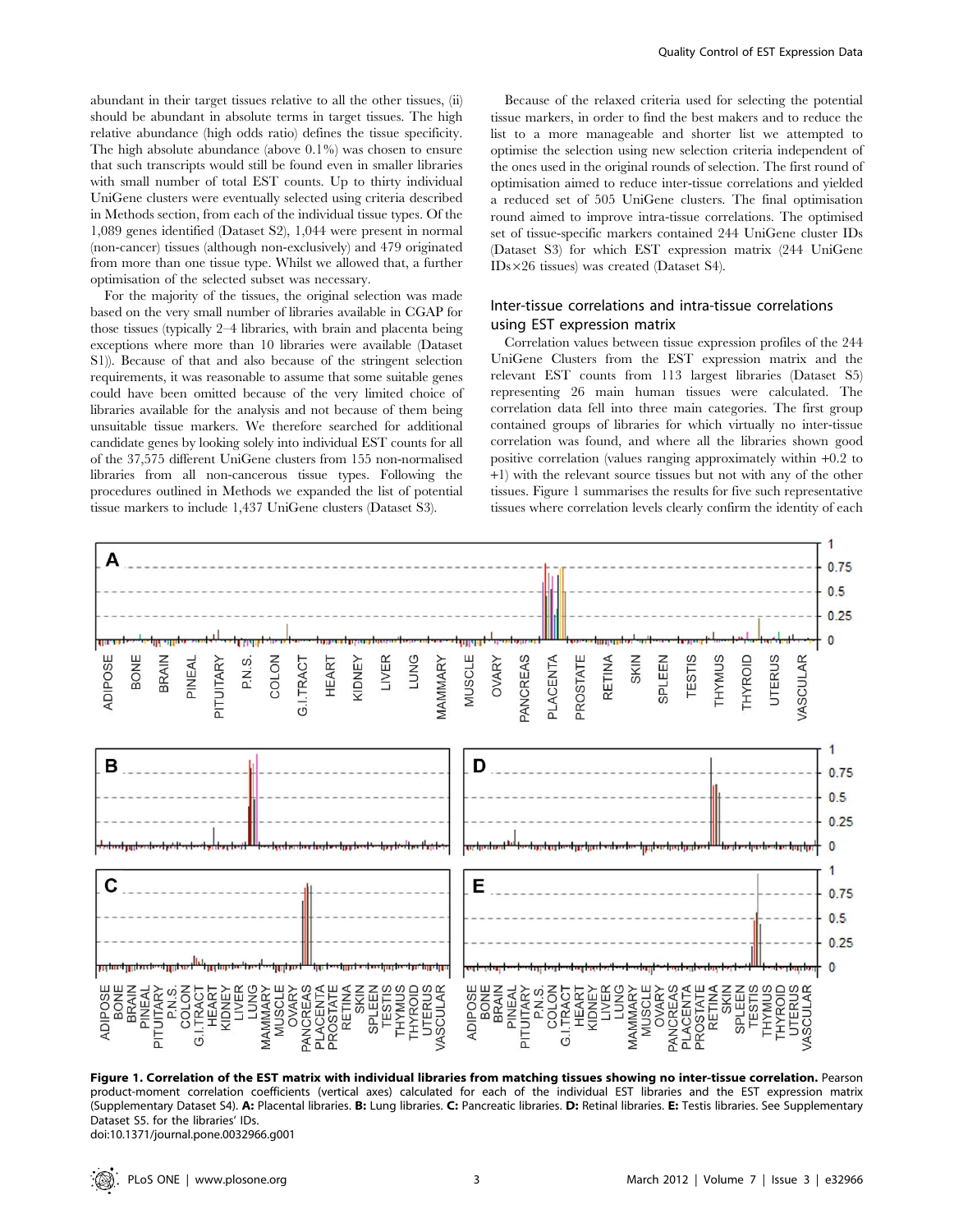abundant in their target tissues relative to all the other tissues, (ii) should be abundant in absolute terms in target tissues. The high relative abundance (high odds ratio) defines the tissue specificity. The high absolute abundance (above 0.1%) was chosen to ensure that such transcripts would still be found even in smaller libraries with small number of total EST counts. Up to thirty individual UniGene clusters were eventually selected using criteria described in Methods section, from each of the individual tissue types. Of the 1,089 genes identified (Dataset S2), 1,044 were present in normal (non-cancer) tissues (although non-exclusively) and 479 originated from more than one tissue type. Whilst we allowed that, a further optimisation of the selected subset was necessary.

For the majority of the tissues, the original selection was made based on the very small number of libraries available in CGAP for those tissues (typically 2–4 libraries, with brain and placenta being exceptions where more than 10 libraries were available (Dataset S1)). Because of that and also because of the stringent selection requirements, it was reasonable to assume that some suitable genes could have been omitted because of the very limited choice of libraries available for the analysis and not because of them being unsuitable tissue markers. We therefore searched for additional candidate genes by looking solely into individual EST counts for all of the 37,575 different UniGene clusters from 155 non-normalised libraries from all non-cancerous tissue types. Following the procedures outlined in Methods we expanded the list of potential tissue markers to include 1,437 UniGene clusters (Dataset S3).

Because of the relaxed criteria used for selecting the potential tissue markers, in order to find the best makers and to reduce the list to a more manageable and shorter list we attempted to optimise the selection using new selection criteria independent of the ones used in the original rounds of selection. The first round of optimisation aimed to reduce inter-tissue correlations and yielded a reduced set of 505 UniGene clusters. The final optimisation round aimed to improve intra-tissue correlations. The optimised set of tissue-specific markers contained 244 UniGene cluster IDs (Dataset S3) for which EST expression matrix (244 UniGene IDs×26 tissues) was created (Dataset S4).

## Inter-tissue correlations and intra-tissue correlations using EST expression matrix

Correlation values between tissue expression profiles of the 244 UniGene Clusters from the EST expression matrix and the relevant EST counts from 113 largest libraries (Dataset S5) representing 26 main human tissues were calculated. The correlation data fell into three main categories. The first group contained groups of libraries for which virtually no inter-tissue correlation was found, and where all the libraries shown good positive correlation (values ranging approximately within +0.2 to +1) with the relevant source tissues but not with any of the other tissues. Figure 1 summarises the results for five such representative tissues where correlation levels clearly confirm the identity of each

**Figure 1. Correlation of the EST matrix with individual libraries from matching tissues showing no inter-tissue correlation.** Pearson product-moment correlation coefficients (vertical axes) calculated for each of the individual EST libraries and the EST expression matrix (Supplementary Dataset S4). **A:** Placental libraries. **B:** Lung libraries. **C:** Pancreatic libraries. **D:** Retinal libraries. **E:** Testis libraries. See Supplementary Dataset S5. for the libraries' IDs.
doi:10.1371/journal.pone.0032966.g001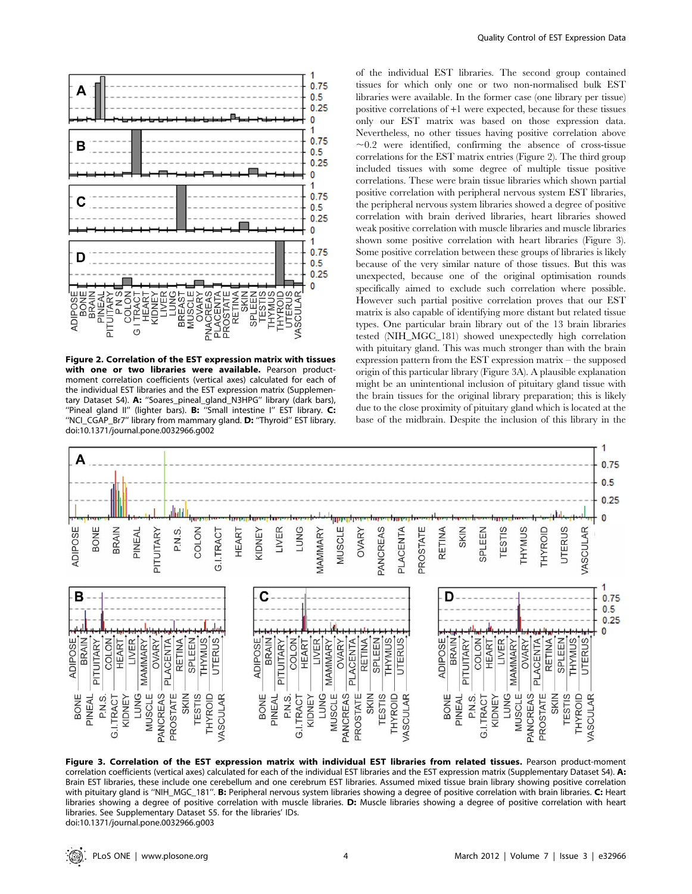of the individual EST libraries. The second group contained tissues for which only one or two non-normalised bulk EST libraries were available. In the former case (one library per tissue) positive correlations of +1 were expected, because for these tissues only our EST matrix was based on those expression data. Nevertheless, no other tissues having positive correlation above ~0.2 were identified, confirming the absence of cross-tissue correlations for the EST matrix entries (Figure 2). The third group included tissues with some degree of multiple tissue positive correlations. These were brain tissue libraries which shown partial positive correlation with peripheral nervous system EST libraries, the peripheral nervous system libraries showed a degree of positive correlation with brain derived libraries, heart libraries showed weak positive correlation with muscle libraries and muscle libraries shown some positive correlation with heart libraries (Figure 3). Some positive correlation between these groups of libraries is likely because of the very similar nature of those tissues. But this was unexpected, because one of the original optimisation rounds specifically aimed to exclude such correlation where possible. However such partial positive correlation proves that our EST matrix is also capable of identifying more distant but related tissue types. One particular brain library out of the 13 brain libraries tested (NIH_MGC_181) showed unexpectedly high correlation with pituitary gland. This was much stronger than with the brain expression pattern from the EST expression matrix – the supposed origin of this particular library (Figure 3A). A plausible explanation might be an unintentional inclusion of pituitary gland tissue with the brain tissues for the original library preparation; this is likely due to the close proximity of pituitary gland which is located at the base of the midbrain. Despite the inclusion of this library in the

**Figure 2. Correlation of the EST expression matrix with tissues with one or two libraries were available.** Pearson product-moment correlation coefficients (vertical axes) calculated for each of the individual EST libraries and the EST expression matrix (Supplementary Dataset S4). **A:** "Soares_pineal_gland_N3HPG" library (dark bars), "Pineal gland II" (lighter bars). **B:** "Small intestine I" EST library. **C:** "NCI_CGAP_Br7" library from mammary gland. **D:** "Thyroid" EST library.
doi:10.1371/journal.pone.0032966.g002

**Figure 3. Correlation of the EST expression matrix with individual EST libraries from related tissues.** Pearson product-moment correlation coefficients (vertical axes) calculated for each of the individual EST libraries and the EST expression matrix (Supplementary Dataset S4). **A:** Brain EST libraries, these include one cerebellum and one cerebrum EST libraries. Assumed mixed tissue brain library showing positive correlation with pituitary gland is "NIH_MGC_181". **B:** Peripheral nervous system libraries showing a degree of positive correlation with brain libraries. **C:** Heart libraries showing a degree of positive correlation with muscle libraries. **D:** Muscle libraries showing a degree of positive correlation with heart libraries. See Supplementary Dataset S5. for the libraries' IDs.
doi:10.1371/journal.pone.0032966.g003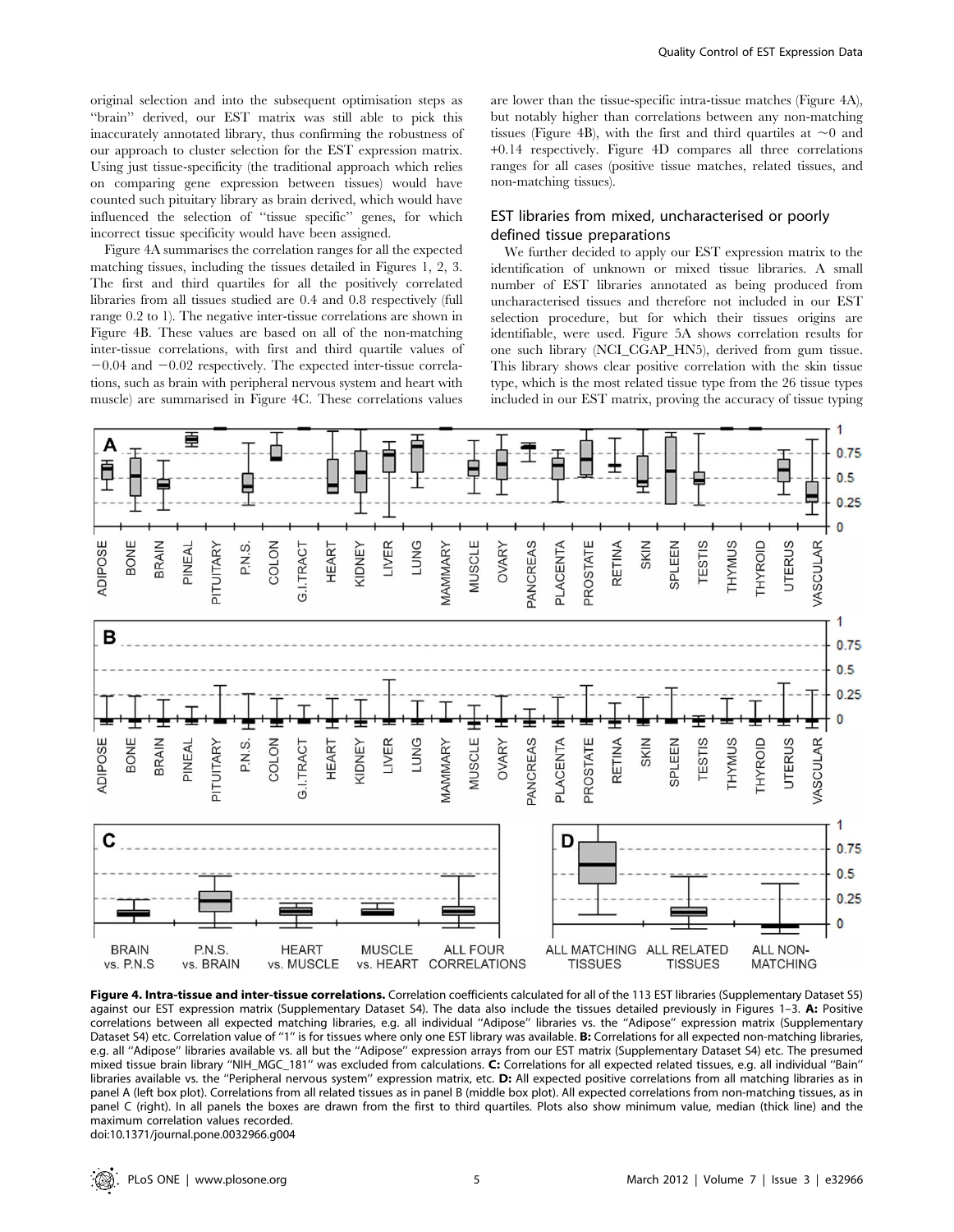original selection and into the subsequent optimisation steps as "brain" derived, our EST matrix was still able to pick this inaccurately annotated library, thus confirming the robustness of our approach to cluster selection for the EST expression matrix. Using just tissue-specificity (the traditional approach which relies on comparing gene expression between tissues) would have counted such pituitary library as brain derived, which would have influenced the selection of "tissue specific" genes, for which incorrect tissue specificity would have been assigned.

Figure 4A summarises the correlation ranges for all the expected matching tissues, including the tissues detailed in Figures 1, 2, 3. The first and third quartiles for all the positively correlated libraries from all tissues studied are 0.4 and 0.8 respectively (full range 0.2 to 1). The negative inter-tissue correlations are shown in Figure 4B. These values are based on all of the non-matching inter-tissue correlations, with first and third quartile values of −0.04 and −0.02 respectively. The expected inter-tissue correlations, such as brain with peripheral nervous system and heart with muscle) are summarised in Figure 4C. These correlations values are lower than the tissue-specific intra-tissue matches (Figure 4A), but notably higher than correlations between any non-matching tissues (Figure 4B), with the first and third quartiles at ~0 and +0.14 respectively. Figure 4D compares all three correlations ranges for all cases (positive tissue matches, related tissues, and non-matching tissues).

## EST libraries from mixed, uncharacterised or poorly defined tissue preparations

We further decided to apply our EST expression matrix to the identification of unknown or mixed tissue libraries. A small number of EST libraries annotated as being produced from uncharacterised tissues and therefore not included in our EST selection procedure, but for which their tissues origins are identifiable, were used. Figure 5A shows correlation results for one such library (NCI_CGAP_HN5), derived from gum tissue. This library shows clear positive correlation with the skin tissue type, which is the most related tissue type from the 26 tissue types included in our EST matrix, proving the accuracy of tissue typing

**Figure 4. Intra-tissue and inter-tissue correlations.** Correlation coefficients calculated for all of the 113 EST libraries (Supplementary Dataset S5) against our EST expression matrix (Supplementary Dataset S4). The data also include the tissues detailed previously in Figures 1–3. **A:** Positive correlations between all expected matching libraries, e.g. all individual "Adipose" libraries vs. the "Adipose" expression matrix (Supplementary Dataset S4) etc. Correlation value of "1" is for tissues where only one EST library was available. **B:** Correlations for all expected non-matching libraries, e.g. all "Adipose" libraries available vs. all but the "Adipose" expression arrays from our EST matrix (Supplementary Dataset S4) etc. The presumed mixed tissue brain library "NIH_MGC_181" was excluded from calculations. **C:** Correlations for all expected related tissues, e.g. all individual "Bain" libraries available vs. the "Peripheral nervous system" expression matrix, etc. **D:** All expected positive correlations from all matching libraries as in panel A (left box plot). Correlations from all related tissues as in panel B (middle box plot). All expected correlations from non-matching tissues, as in panel C (right). In all panels the boxes are drawn from the first to third quartiles. Plots also show minimum value, median (thick line) and the maximum correlation values recorded.
doi:10.1371/journal.pone.0032966.g004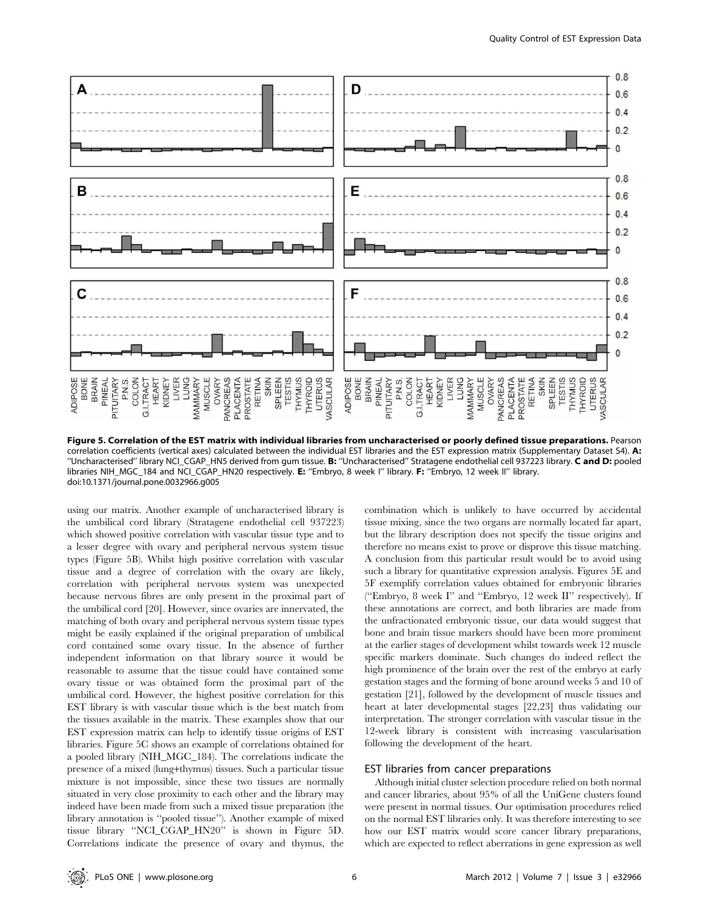**Figure 5. Correlation of the EST matrix with individual libraries from uncharacterised or poorly defined tissue preparations.** Pearson correlation coefficients (vertical axes) calculated between the individual EST libraries and the EST expression matrix (Supplementary Dataset S4). **A:** "Uncharacterised" library NCI_CGAP_HN5 derived from gum tissue. **B:** "Uncharacterised" Stratagene endothelial cell 937223 library. **C and D:** pooled libraries NIH_MGC_184 and NCI_CGAP_HN20 respectively. **E:** "Embryo, 8 week I" library. **F:** "Embryo, 12 week II" library.
doi:10.1371/journal.pone.0032966.g005

using our matrix. Another example of uncharacterised library is the umbilical cord library (Stratagene endothelial cell 937223) which showed positive correlation with vascular tissue type and to a lesser degree with ovary and peripheral nervous system tissue types (Figure 5B). Whilst high positive correlation with vascular tissue and a degree of correlation with the ovary are likely, correlation with peripheral nervous system was unexpected because nervous fibres are only present in the proximal part of the umbilical cord [20]. However, since ovaries are innervated, the matching of both ovary and peripheral nervous system tissue types might be easily explained if the original preparation of umbilical cord contained some ovary tissue. In the absence of further independent information on that library source it would be reasonable to assume that the tissue could have contained some ovary tissue or was obtained form the proximal part of the umbilical cord. However, the highest positive correlation for this EST library is with vascular tissue which is the best match from the tissues available in the matrix. These examples show that our EST expression matrix can help to identify tissue origins of EST libraries. Figure 5C shows an example of correlations obtained for a pooled library (NIH_MGC_184). The correlations indicate the presence of a mixed (lung+thymus) tissues. Such a particular tissue mixture is not impossible, since these two tissues are normally situated in very close proximity to each other and the library may indeed have been made from such a mixed tissue preparation (the library annotation is "pooled tissue"). Another example of mixed tissue library "NCI_CGAP_HN20" is shown in Figure 5D. Correlations indicate the presence of ovary and thymus, the combination which is unlikely to have occurred by accidental tissue mixing, since the two organs are normally located far apart, but the library description does not specify the tissue origins and therefore no means exist to prove or disprove this tissue matching. A conclusion from this particular result would be to avoid using such a library for quantitative expression analysis. Figures 5E and 5F exemplify correlation values obtained for embryonic libraries ("Embryo, 8 week I" and "Embryo, 12 week II" respectively). If these annotations are correct, and both libraries are made from the unfractionated embryonic tissue, our data would suggest that bone and brain tissue markers should have been more prominent at the earlier stages of development whilst towards week 12 muscle specific markers dominate. Such changes do indeed reflect the high prominence of the brain over the rest of the embryo at early gestation stages and the forming of bone around weeks 5 and 10 of gestation [21], followed by the development of muscle tissues and heart at later developmental stages [22,23] thus validating our interpretation. The stronger correlation with vascular tissue in the 12-week library is consistent with increasing vascularisation following the development of the heart.

## EST libraries from cancer preparations

Although initial cluster selection procedure relied on both normal and cancer libraries, about 95% of all the UniGene clusters found were present in normal tissues. Our optimisation procedures relied on the normal EST libraries only. It was therefore interesting to see how our EST matrix would score cancer library preparations, which are expected to reflect aberrations in gene expression as well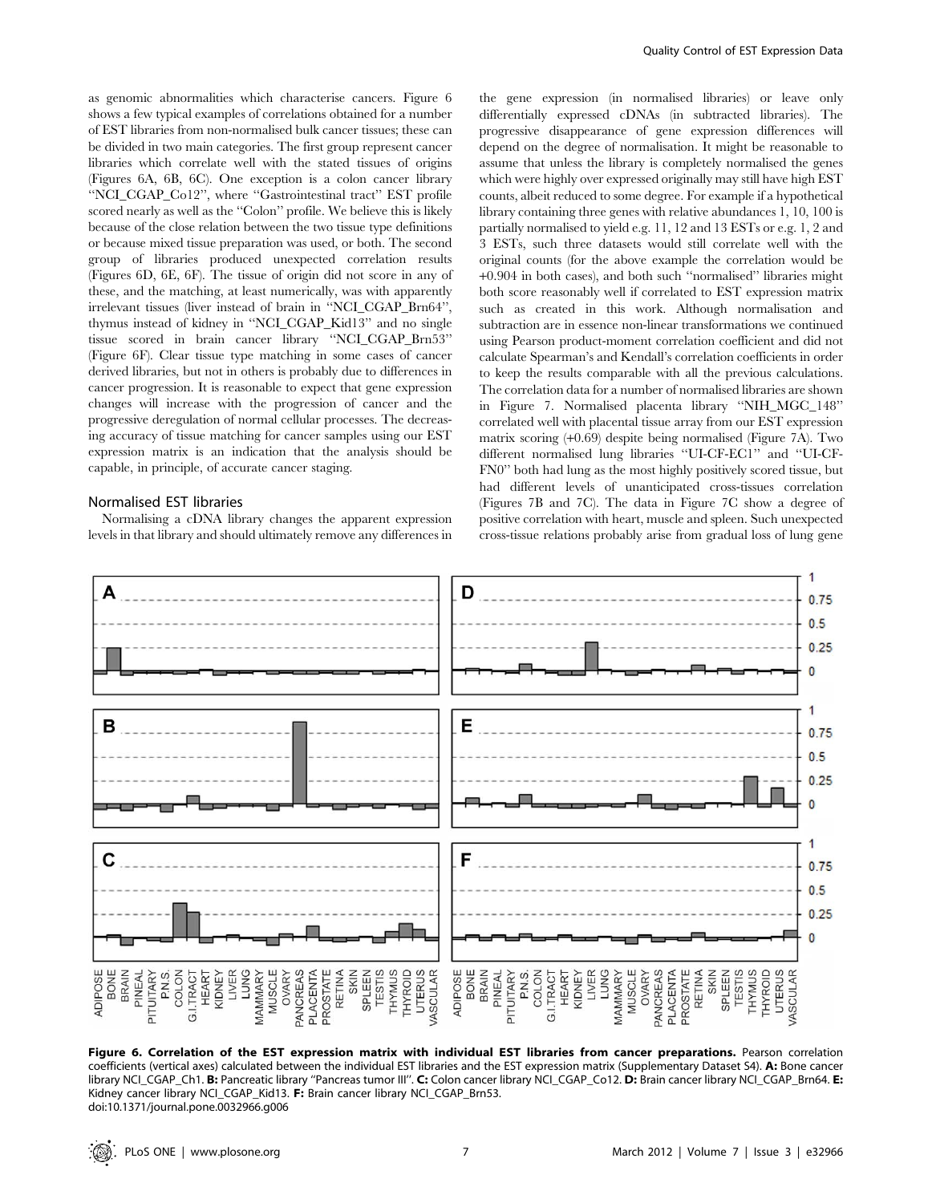as genomic abnormalities which characterise cancers. Figure 6 shows a few typical examples of correlations obtained for a number of EST libraries from non-normalised bulk cancer tissues; these can be divided in two main categories. The first group represent cancer libraries which correlate well with the stated tissues of origins (Figures 6A, 6B, 6C). One exception is a colon cancer library "NCI_CGAP_Co12", where "Gastrointestinal tract" EST profile scored nearly as well as the "Colon" profile. We believe this is likely because of the close relation between the two tissue type definitions or because mixed tissue preparation was used, or both. The second group of libraries produced unexpected correlation results (Figures 6D, 6E, 6F). The tissue of origin did not score in any of these, and the matching, at least numerically, was with apparently irrelevant tissues (liver instead of brain in "NCI_CGAP_Brn64", thymus instead of kidney in "NCI_CGAP_Kid13" and no single tissue scored in brain cancer library "NCI_CGAP_Brn53" (Figure 6F). Clear tissue type matching in some cases of cancer derived libraries, but not in others is probably due to differences in cancer progression. It is reasonable to expect that gene expression changes will increase with the progression of cancer and the progressive deregulation of normal cellular processes. The decreasing accuracy of tissue matching for cancer samples using our EST expression matrix is an indication that the analysis should be capable, in principle, of accurate cancer staging.

## Normalised EST libraries

Normalising a cDNA library changes the apparent expression levels in that library and should ultimately remove any differences in the gene expression (in normalised libraries) or leave only differentially expressed cDNAs (in subtracted libraries). The progressive disappearance of gene expression differences will depend on the degree of normalisation. It might be reasonable to assume that unless the library is completely normalised the genes which were highly over expressed originally may still have high EST counts, albeit reduced to some degree. For example if a hypothetical library containing three genes with relative abundances 1, 10, 100 is partially normalised to yield e.g. 11, 12 and 13 ESTs or e.g. 1, 2 and 3 ESTs, such three datasets would still correlate well with the original counts (for the above example the correlation would be +0.904 in both cases), and both such "normalised" libraries might both score reasonably well if correlated to EST expression matrix such as created in this work. Although normalisation and subtraction are in essence non-linear transformations we continued using Pearson product-moment correlation coefficient and did not calculate Spearman's and Kendall's correlation coefficients in order to keep the results comparable with all the previous calculations. The correlation data for a number of normalised libraries are shown in Figure 7. Normalised placenta library "NIH_MGC_148" correlated well with placental tissue array from our EST expression matrix scoring (+0.69) despite being normalised (Figure 7A). Two different normalised lung libraries "UI-CF-EC1" and "UI-CF-FN0" both had lung as the most highly positively scored tissue, but had different levels of unanticipated cross-tissues correlation (Figures 7B and 7C). The data in Figure 7C show a degree of positive correlation with heart, muscle and spleen. Such unexpected cross-tissue relations probably arise from gradual loss of lung gene

**Figure 6. Correlation of the EST expression matrix with individual EST libraries from cancer preparations.** Pearson correlation coefficients (vertical axes) calculated between the individual EST libraries and the EST expression matrix (Supplementary Dataset S4). **A:** Bone cancer library NCI_CGAP_Ch1. **B:** Pancreatic library "Pancreas tumor III". **C:** Colon cancer library NCI_CGAP_Co12. **D:** Brain cancer library NCI_CGAP_Brn64. **E:** Kidney cancer library NCI_CGAP_Kid13. **F:** Brain cancer library NCI_CGAP_Brn53.
doi:10.1371/journal.pone.0032966.g006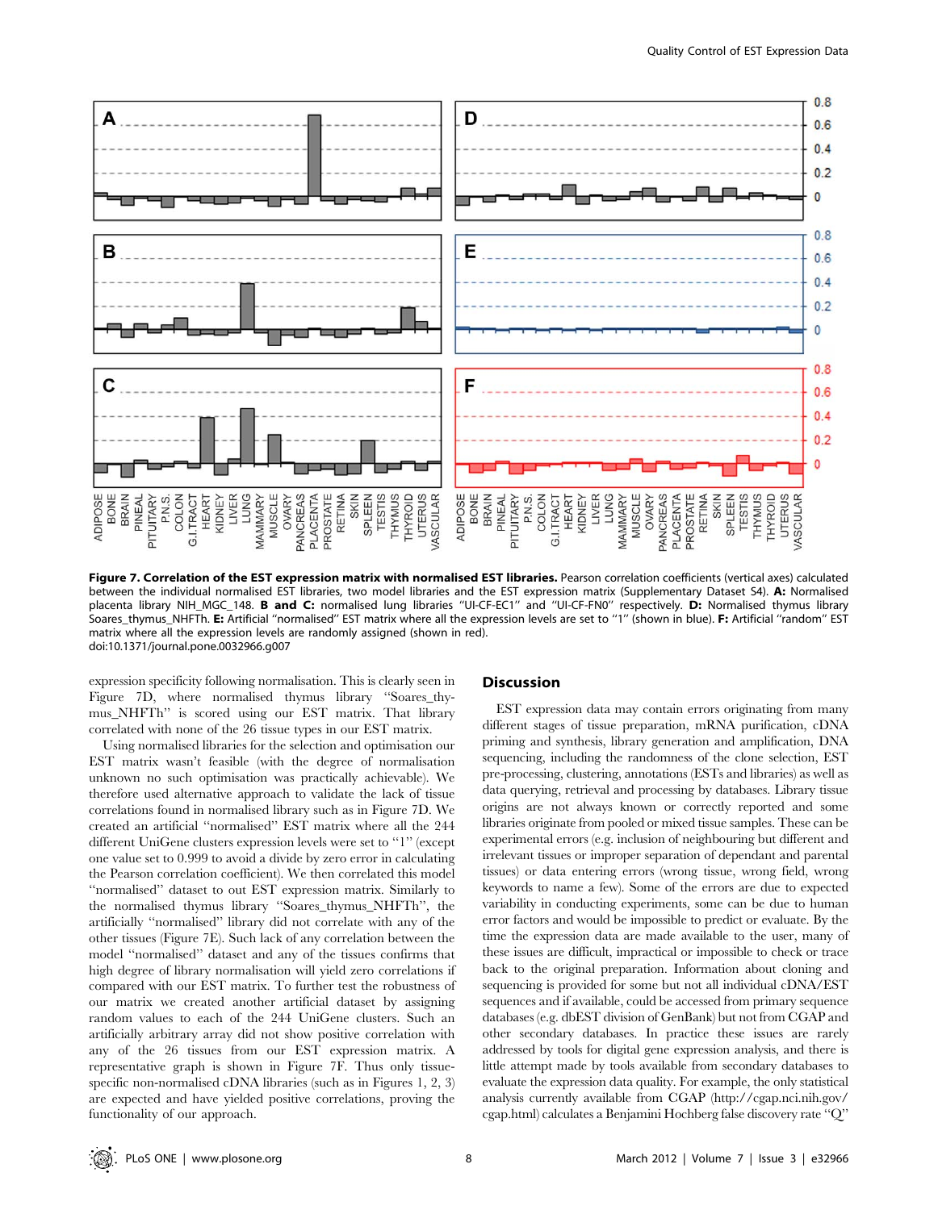A

D

0.8
0.6
0.4
0.2
0

B

E

0.8
0.6
0.4
0.2
0

C

F

0.8
0.6
0.4
0.2
0

ADIPOSE BONE BRAIN PINEAL PITUITARY P.N.S. COLON G.I.TRACT HEART KIDNEY LIVER LUNG MAMMARY MUSCLE OVARY PANCREAS PLACENTA PROSTATE RETINA SKIN SPLEEN TESTIS THYMUS THYROID UTERUS VASCULAR

ADIPOSE BONE BRAIN PINEAL PITUITARY P.N.S. COLON G.I.TRACT HEART KIDNEY LIVER LUNG MAMMARY MUSCLE OVARY PANCREAS PLACENTA PROSTATE RETINA SKIN SPLEEN TESTIS THYMUS THYROID UTERUS VASCULAR

**Figure 7. Correlation of the EST expression matrix with normalised EST libraries.** Pearson correlation coefficients (vertical axes) calculated between the individual normalised EST libraries, two model libraries and the EST expression matrix (Supplementary Dataset S4). **A:** Normalised placenta library NIH_MGC_148. **B and C:** normalised lung libraries "UI-CF-EC1" and "UI-CF-FN0" respectively. **D:** Normalised thymus library Soares_thymus_NHFTh. **E:** Artificial "normalised" EST matrix where all the expression levels are set to "1" (shown in blue). **F:** Artificial "random" EST matrix where all the expression levels are randomly assigned (shown in red).
doi:10.1371/journal.pone.0032966.g007

expression specificity following normalisation. This is clearly seen in Figure 7D, where normalised thymus library "Soares_thymus_NHFTh" is scored using our EST matrix. That library correlated with none of the 26 tissue types in our EST matrix.

Using normalised libraries for the selection and optimisation our EST matrix wasn't feasible (with the degree of normalisation unknown no such optimisation was practically achievable). We therefore used alternative approach to validate the lack of tissue correlations found in normalised library such as in Figure 7D. We created an artificial "normalised" EST matrix where all the 244 different UniGene clusters expression levels were set to "1" (except one value set to 0.999 to avoid a divide by zero error in calculating the Pearson correlation coefficient). We then correlated this model "normalised" dataset to out EST expression matrix. Similarly to the normalised thymus library "Soares_thymus_NHFTh", the artificially "normalised" library did not correlate with any of the other tissues (Figure 7E). Such lack of any correlation between the model "normalised" dataset and any of the tissues confirms that high degree of library normalisation will yield zero correlations if compared with our EST matrix. To further test the robustness of our matrix we created another artificial dataset by assigning random values to each of the 244 UniGene clusters. Such an artificially arbitrary array did not show positive correlation with any of the 26 tissues from our EST expression matrix. A representative graph is shown in Figure 7F. Thus only tissue-specific non-normalised cDNA libraries (such as in Figures 1, 2, 3) are expected and have yielded positive correlations, proving the functionality of our approach.

## Discussion

EST expression data may contain errors originating from many different stages of tissue preparation, mRNA purification, cDNA priming and synthesis, library generation and amplification, DNA sequencing, including the randomness of the clone selection, EST pre-processing, clustering, annotations (ESTs and libraries) as well as data querying, retrieval and processing by databases. Library tissue origins are not always known or correctly reported and some libraries originate from pooled or mixed tissue samples. These can be experimental errors (e.g. inclusion of neighbouring but different and irrelevant tissues or improper separation of dependant and parental tissues) or data entering errors (wrong tissue, wrong field, wrong keywords to name a few). Some of the errors are due to expected variability in conducting experiments, some can be due to human error factors and would be impossible to predict or evaluate. By the time the expression data are made available to the user, many of these issues are difficult, impractical or impossible to check or trace back to the original preparation. Information about cloning and sequencing is provided for some but not all individual cDNA/EST sequences and if available, could be accessed from primary sequence databases (e.g. dbEST division of GenBank) but not from CGAP and other secondary databases. In practice these issues are rarely addressed by tools for digital gene expression analysis, and there is little attempt made by tools available from secondary databases to evaluate the expression data quality. For example, the only statistical analysis currently available from CGAP (http://cgap.nci.nih.gov/cgap.html) calculates a Benjamini Hochberg false discovery rate "Q"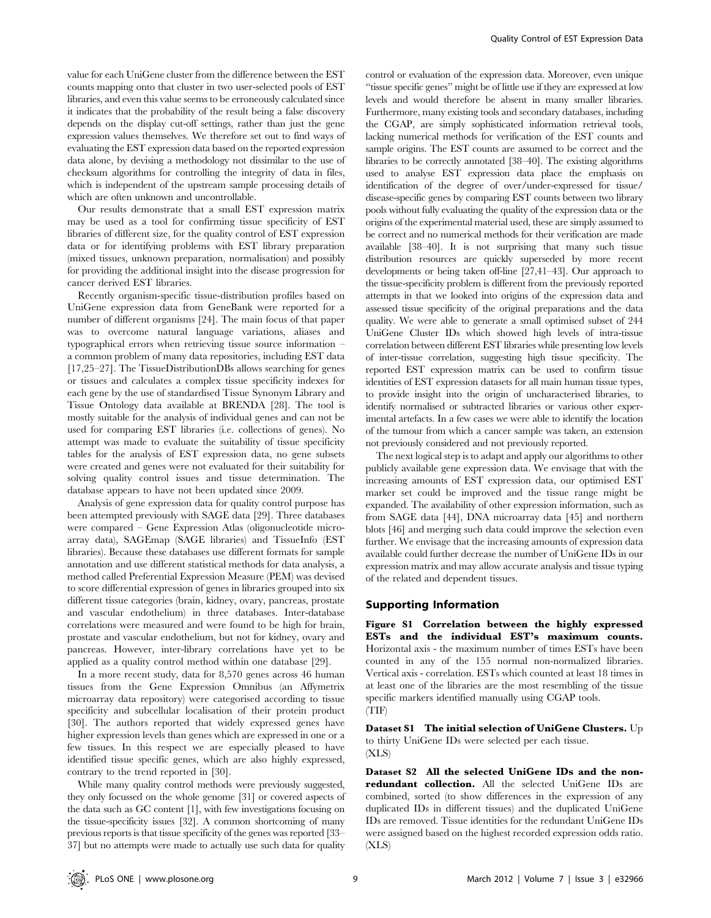value for each UniGene cluster from the difference between the EST counts mapping onto that cluster in two user-selected pools of EST libraries, and even this value seems to be erroneously calculated since it indicates that the probability of the result being a false discovery depends on the display cut-off settings, rather than just the gene expression values themselves. We therefore set out to find ways of evaluating the EST expression data based on the reported expression data alone, by devising a methodology not dissimilar to the use of checksum algorithms for controlling the integrity of data in files, which is independent of the upstream sample processing details of which are often unknown and uncontrollable.

Our results demonstrate that a small EST expression matrix may be used as a tool for confirming tissue specificity of EST libraries of different size, for the quality control of EST expression data or for identifying problems with EST library preparation (mixed tissues, unknown preparation, normalisation) and possibly for providing the additional insight into the disease progression for cancer derived EST libraries.

Recently organism-specific tissue-distribution profiles based on UniGene expression data from GeneBank were reported for a number of different organisms [24]. The main focus of that paper was to overcome natural language variations, aliases and typographical errors when retrieving tissue source information – a common problem of many data repositories, including EST data [17,25–27]. The TissueDistributionDBs allows searching for genes or tissues and calculates a complex tissue specificity indexes for each gene by the use of standardised Tissue Synonym Library and Tissue Ontology data available at BRENDA [28]. The tool is mostly suitable for the analysis of individual genes and can not be used for comparing EST libraries (i.e. collections of genes). No attempt was made to evaluate the suitability of tissue specificity tables for the analysis of EST expression data, no gene subsets were created and genes were not evaluated for their suitability for solving quality control issues and tissue determination. The database appears to have not been updated since 2009.

Analysis of gene expression data for quality control purpose has been attempted previously with SAGE data [29]. Three databases were compared – Gene Expression Atlas (oligonucleotide microarray data), SAGEmap (SAGE libraries) and TissueInfo (EST libraries). Because these databases use different formats for sample annotation and use different statistical methods for data analysis, a method called Preferential Expression Measure (PEM) was devised to score differential expression of genes in libraries grouped into six different tissue categories (brain, kidney, ovary, pancreas, prostate and vascular endothelium) in three databases. Inter-database correlations were measured and were found to be high for brain, prostate and vascular endothelium, but not for kidney, ovary and pancreas. However, inter-library correlations have yet to be applied as a quality control method within one database [29].

In a more recent study, data for 8,570 genes across 46 human tissues from the Gene Expression Omnibus (an Affymetrix microarray data repository) were categorised according to tissue specificity and subcellular localisation of their protein product [30]. The authors reported that widely expressed genes have higher expression levels than genes which are expressed in one or a few tissues. In this respect we are especially pleased to have identified tissue specific genes, which are also highly expressed, contrary to the trend reported in [30].

While many quality control methods were previously suggested, they only focussed on the whole genome [31] or covered aspects of the data such as GC content [1], with few investigations focusing on the tissue-specificity issues [32]. A common shortcoming of many previous reports is that tissue specificity of the genes was reported [33–37] but no attempts were made to actually use such data for quality control or evaluation of the expression data. Moreover, even unique "tissue specific genes" might be of little use if they are expressed at low levels and would therefore be absent in many smaller libraries. Furthermore, many existing tools and secondary databases, including the CGAP, are simply sophisticated information retrieval tools, lacking numerical methods for verification of the EST counts and sample origins. The EST counts are assumed to be correct and the libraries to be correctly annotated [38–40]. The existing algorithms used to analyse EST expression data place the emphasis on identification of the degree of over/under-expressed for tissue/disease-specific genes by comparing EST counts between two library pools without fully evaluating the quality of the expression data or the origins of the experimental material used, these are simply assumed to be correct and no numerical methods for their verification are made available [38–40]. It is not surprising that many such tissue distribution resources are quickly superseded by more recent developments or being taken off-line [27,41–43]. Our approach to the tissue-specificity problem is different from the previously reported attempts in that we looked into origins of the expression data and assessed tissue specificity of the original preparations and the data quality. We were able to generate a small optimised subset of 244 UniGene Cluster IDs which showed high levels of intra-tissue correlation between different EST libraries while presenting low levels of inter-tissue correlation, suggesting high tissue specificity. The reported EST expression matrix can be used to confirm tissue identities of EST expression datasets for all main human tissue types, to provide insight into the origin of uncharacterised libraries, to identify normalised or subtracted libraries or various other experimental artefacts. In a few cases we were able to identify the location of the tumour from which a cancer sample was taken, an extension not previously considered and not previously reported.

The next logical step is to adapt and apply our algorithms to other publicly available gene expression data. We envisage that with the increasing amounts of EST expression data, our optimised EST marker set could be improved and the tissue range might be expanded. The availability of other expression information, such as from SAGE data [44], DNA microarray data [45] and northern blots [46] and merging such data could improve the selection even further. We envisage that the increasing amounts of expression data available could further decrease the number of UniGene IDs in our expression matrix and may allow accurate analysis and tissue typing of the related and dependent tissues.

## Supporting Information

**Figure S1 Correlation between the highly expressed ESTs and the individual EST's maximum counts.** Horizontal axis - the maximum number of times ESTs have been counted in any of the 155 normal non-normalized libraries. Vertical axis - correlation. ESTs which counted at least 18 times in at least one of the libraries are the most resembling of the tissue specific markers identified manually using CGAP tools.
(TIF)

**Dataset S1 The initial selection of UniGene Clusters.** Up to thirty UniGene IDs were selected per each tissue.
(XLS)

**Dataset S2 All the selected UniGene IDs and the non-redundant collection.** All the selected UniGene IDs are combined, sorted (to show differences in the expression of any duplicated IDs in different tissues) and the duplicated UniGene IDs are removed. Tissue identities for the redundant UniGene IDs were assigned based on the highest recorded expression odds ratio.
(XLS)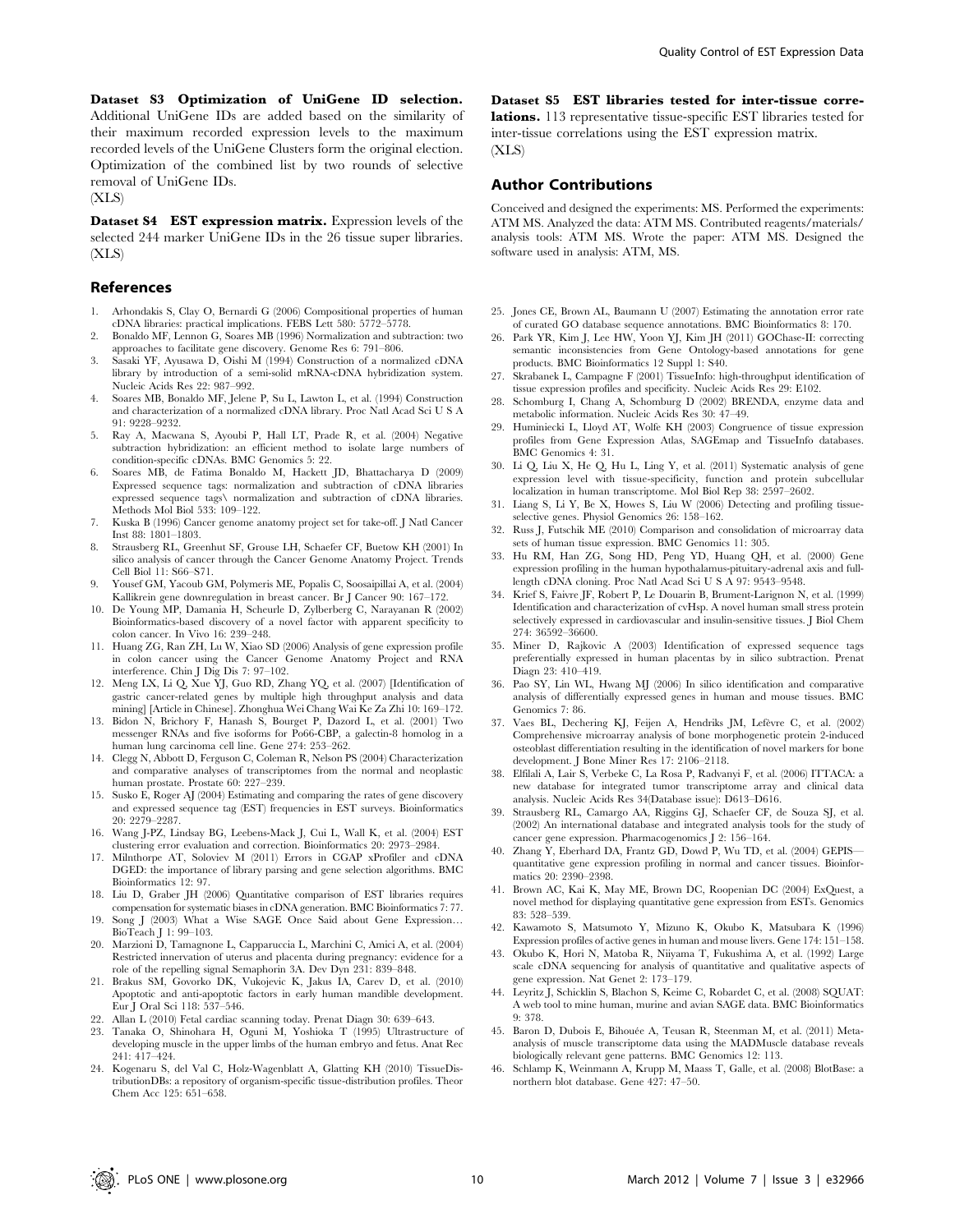**Dataset S3 Optimization of UniGene ID selection.** Additional UniGene IDs are added based on the similarity of their maximum recorded expression levels to the maximum recorded levels of the UniGene Clusters form the original election. Optimization of the combined list by two rounds of selective removal of UniGene IDs.
(XLS)

**Dataset S4 EST expression matrix.** Expression levels of the selected 244 marker UniGene IDs in the 26 tissue super libraries.
(XLS)

**Dataset S5 EST libraries tested for inter-tissue correlations.** 113 representative tissue-specific EST libraries tested for inter-tissue correlations using the EST expression matrix.
(XLS)

## Author Contributions

Conceived and designed the experiments: MS. Performed the experiments: ATM MS. Analyzed the data: ATM MS. Contributed reagents/materials/analysis tools: ATM MS. Wrote the paper: ATM MS. Designed the software used in analysis: ATM, MS.

## References

1. Arhondakis S, Clay O, Bernardi G (2006) Compositional properties of human cDNA libraries: practical implications. FEBS Lett 580: 5772–5778.
2. Bonaldo MF, Lennon G, Soares MB (1996) Normalization and subtraction: two approaches to facilitate gene discovery. Genome Res 6: 791–806.
3. Sasaki YF, Ayusawa D, Oishi M (1994) Construction of a normalized cDNA library by introduction of a semi-solid mRNA-cDNA hybridization system. Nucleic Acids Res 22: 987–992.
4. Soares MB, Bonaldo MF, Jelene P, Su L, Lawton L, et al. (1994) Construction and characterization of a normalized cDNA library. Proc Natl Acad Sci U S A 91: 9228–9232.
5. Ray A, Macwana S, Ayoubi P, Hall LT, Prade R, et al. (2004) Negative subtraction hybridization: an efficient method to isolate large numbers of condition-specific cDNAs. BMC Genomics 5: 22.
6. Soares MB, de Fatima Bonaldo M, Hackett JD, Bhattacharya D (2009) Expressed sequence tags: normalization and subtraction of cDNA libraries expressed sequence tags\ normalization and subtraction of cDNA libraries. Methods Mol Biol 533: 109–122.
7. Kuska B (1996) Cancer genome anatomy project set for take-off. J Natl Cancer Inst 88: 1801–1803.
8. Strausberg RL, Greenhut SF, Grouse LH, Schaefer CF, Buetow KH (2001) In silico analysis of cancer through the Cancer Genome Anatomy Project. Trends Cell Biol 11: S66–S71.
9. Yousef GM, Yacoub GM, Polymeris ME, Popalis C, Soosaipillai A, et al. (2004) Kallikrein gene downregulation in breast cancer. Br J Cancer 90: 167–172.
10. De Young MP, Damania H, Scheurle D, Zylberberg C, Narayanan R (2002) Bioinformatics-based discovery of a novel factor with apparent specificity to colon cancer. In Vivo 16: 239–248.
11. Huang ZG, Ran ZH, Lu W, Xiao SD (2006) Analysis of gene expression profile in colon cancer using the Cancer Genome Anatomy Project and RNA interference. Chin J Dig Dis 7: 97–102.
12. Meng LX, Li Q, Xue YJ, Guo RD, Zhang YQ, et al. (2007) [Identification of gastric cancer-related genes by multiple high throughput analysis and data mining] [Article in Chinese]. Zhonghua Wei Chang Wai Ke Za Zhi 10: 169–172.
13. Bidon N, Brichory F, Hanash S, Bourget P, Dazord L, et al. (2001) Two messenger RNAs and five isoforms for Po66-CBP, a galectin-8 homolog in a human lung carcinoma cell line. Gene 274: 253–262.
14. Clegg N, Abbott D, Ferguson C, Coleman R, Nelson PS (2004) Characterization and comparative analyses of transcriptomes from the normal and neoplastic human prostate. Prostate 60: 227–239.
15. Susko E, Roger AJ (2004) Estimating and comparing the rates of gene discovery and expressed sequence tag (EST) frequencies in EST surveys. Bioinformatics 20: 2279–2287.
16. Wang J-PZ, Lindsay BG, Leebens-Mack J, Cui L, Wall K, et al. (2004) EST clustering error evaluation and correction. Bioinformatics 20: 2973–2984.
17. Milnthorpe AT, Soloviev M (2011) Errors in CGAP xProfiler and cDNA DGED: the importance of library parsing and gene selection algorithms. BMC Bioinformatics 12: 97.
18. Liu D, Graber JH (2006) Quantitative comparison of EST libraries requires compensation for systematic biases in cDNA generation. BMC Bioinformatics 7: 77.
19. Song J (2003) What a Wise SAGE Once Said about Gene Expression… BioTeach J 1: 99–103.
20. Marzioni D, Tamagnone L, Capparuccia L, Marchini C, Amici A, et al. (2004) Restricted innervation of uterus and placenta during pregnancy: evidence for a role of the repelling signal Semaphorin 3A. Dev Dyn 231: 839–848.
21. Brakus SM, Govorko DK, Vukojevic K, Jakus IA, Carev D, et al. (2010) Apoptotic and anti-apoptotic factors in early human mandible development. Eur J Oral Sci 118: 537–546.
22. Allan L (2010) Fetal cardiac scanning today. Prenat Diagn 30: 639–643.
23. Tanaka O, Shinohara H, Oguni M, Yoshioka T (1995) Ultrastructure of developing muscle in the upper limbs of the human embryo and fetus. Anat Rec 241: 417–424.
24. Kogenaru S, del Val C, Holz-Wagenblatt A, Glatting KH (2010) TissueDistributionDBs: a repository of organism-specific tissue-distribution profiles. Theor Chem Acc 125: 651–658.
25. Jones CE, Brown AL, Baumann U (2007) Estimating the annotation error rate of curated GO database sequence annotations. BMC Bioinformatics 8: 170.
26. Park YR, Kim J, Lee HW, Yoon YJ, Kim JH (2011) GOChase-II: correcting semantic inconsistencies from Gene Ontology-based annotations for gene products. BMC Bioinformatics 12 Suppl 1: S40.
27. Skrabanek L, Campagne F (2001) TissueInfo: high-throughput identification of tissue expression profiles and specificity. Nucleic Acids Res 29: E102.
28. Schomburg I, Chang A, Schomburg D (2002) BRENDA, enzyme data and metabolic information. Nucleic Acids Res 30: 47–49.
29. Huminiecki L, Lloyd AT, Wolfe KH (2003) Congruence of tissue expression profiles from Gene Expression Atlas, SAGEmap and TissueInfo databases. BMC Genomics 4: 31.
30. Li Q, Liu X, He Q, Hu L, Ling Y, et al. (2011) Systematic analysis of gene expression level with tissue-specificity, function and protein subcellular localization in human transcriptome. Mol Biol Rep 38: 2597–2602.
31. Liang S, Li Y, Be X, Howes S, Liu W (2006) Detecting and profiling tissue-selective genes. Physiol Genomics 26: 158–162.
32. Russ J, Futschik ME (2010) Comparison and consolidation of microarray data sets of human tissue expression. BMC Genomics 11: 305.
33. Hu RM, Han ZG, Song HD, Peng YD, Huang QH, et al. (2000) Gene expression profiling in the human hypothalamus-pituitary-adrenal axis and full-length cDNA cloning. Proc Natl Acad Sci U S A 97: 9543–9548.
34. Krief S, Faivre JF, Robert P, Le Douarin B, Brument-Larignon N, et al. (1999) Identification and characterization of cvHsp. A novel human small stress protein selectively expressed in cardiovascular and insulin-sensitive tissues. J Biol Chem 274: 36592–36600.
35. Miner D, Rajkovic A (2003) Identification of expressed sequence tags preferentially expressed in human placentas by in silico subtraction. Prenat Diagn 23: 410–419.
36. Pao SY, Lin WL, Hwang MJ (2006) In silico identification and comparative analysis of differentially expressed genes in human and mouse tissues. BMC Genomics 7: 86.
37. Vaes BL, Dechering KJ, Feijen A, Hendriks JM, Lefèvre C, et al. (2002) Comprehensive microarray analysis of bone morphogenetic protein 2-induced osteoblast differentiation resulting in the identification of novel markers for bone development. J Bone Miner Res 17: 2106–2118.
38. Elfilali A, Lair S, Verbeke C, La Rosa P, Radvanyi F, et al. (2006) ITTACA: a new database for integrated tumor transcriptome array and clinical data analysis. Nucleic Acids Res 34(Database issue): D613–D616.
39. Strausberg RL, Camargo AA, Riggins GJ, Schaefer CF, de Souza SJ, et al. (2002) An international database and integrated analysis tools for the study of cancer gene expression. Pharmacogenomics J 2: 156–164.
40. Zhang Y, Eberhard DA, Frantz GD, Dowd P, Wu TD, et al. (2004) GEPIS—quantitative gene expression profiling in normal and cancer tissues. Bioinformatics 20: 2390–2398.
41. Brown AC, Kai K, May ME, Brown DC, Roopenian DC (2004) ExQuest, a novel method for displaying quantitative gene expression from ESTs. Genomics 83: 528–539.
42. Kawamoto S, Matsumoto Y, Mizuno K, Okubo K, Matsubara K (1996) Expression profiles of active genes in human and mouse livers. Gene 174: 151–158.
43. Okubo K, Hori N, Matoba R, Niiyama T, Fukushima A, et al. (1992) Large scale cDNA sequencing for analysis of quantitative and qualitative aspects of gene expression. Nat Genet 2: 173–179.
44. Leyritz J, Schicklin S, Blachon S, Keime C, Robardet C, et al. (2008) SQUAT: A web tool to mine human, murine and avian SAGE data. BMC Bioinformatics 9: 378.
45. Baron D, Dubois E, Bihouée A, Teusan R, Steenman M, et al. (2011) Meta-analysis of muscle transcriptome data using the MADMuscle database reveals biologically relevant gene patterns. BMC Genomics 12: 113.
46. Schlamp K, Weinmann A, Krupp M, Maass T, Galle, et al. (2008) BlotBase: a northern blot database. Gene 427: 47–50.